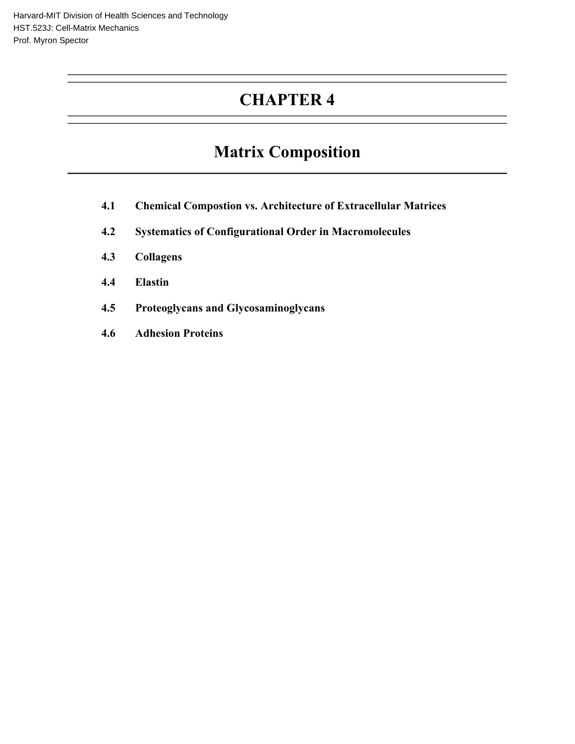Harvard-MIT Division of Health Sciences and Technology
HST.523J: Cell-Matrix Mechanics
Prof. Myron Spector

# CHAPTER 4

# Matrix Composition

**4.1 Chemical Compostion vs. Architecture of Extracellular Matrices**

**4.2 Systematics of Configurational Order in Macromolecules**

**4.3 Collagens**

**4.4 Elastin**

**4.5 Proteoglycans and Glycosaminoglycans**

**4.6 Adhesion Proteins**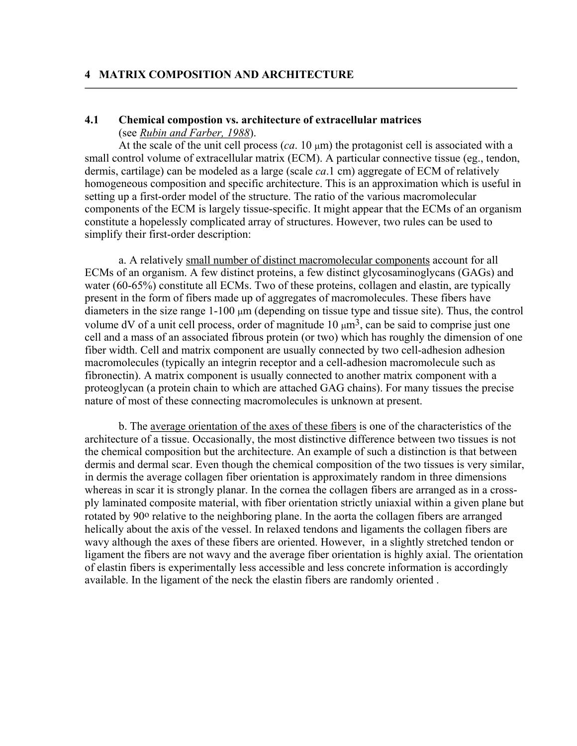## 4 MATRIX COMPOSITION AND ARCHITECTURE

### 4.1 Chemical compostion vs. architecture of extracellular matrices

(see Rubin and Farber, 1988).

At the scale of the unit cell process (*ca*. 10 μm) the protagonist cell is associated with a small control volume of extracellular matrix (ECM). A particular connective tissue (eg., tendon, dermis, cartilage) can be modeled as a large (scale *ca*.1 cm) aggregate of ECM of relatively homogeneous composition and specific architecture. This is an approximation which is useful in setting up a first-order model of the structure. The ratio of the various macromolecular components of the ECM is largely tissue-specific. It might appear that the ECMs of an organism constitute a hopelessly complicated array of structures. However, two rules can be used to simplify their first-order description:

a. A relatively small number of distinct macromolecular components account for all ECMs of an organism. A few distinct proteins, a few distinct glycosaminoglycans (GAGs) and water (60-65%) constitute all ECMs. Two of these proteins, collagen and elastin, are typically present in the form of fibers made up of aggregates of macromolecules. These fibers have diameters in the size range 1-100 μm (depending on tissue type and tissue site). Thus, the control volume dV of a unit cell process, order of magnitude 10 $\mu m^3$, can be said to comprise just one cell and a mass of an associated fibrous protein (or two) which has roughly the dimension of one fiber width. Cell and matrix component are usually connected by two cell-adhesion adhesion macromolecules (typically an integrin receptor and a cell-adhesion macromolecule such as fibronectin). A matrix component is usually connected to another matrix component with a proteoglycan (a protein chain to which are attached GAG chains). For many tissues the precise nature of most of these connecting macromolecules is unknown at present.

b. The average orientation of the axes of these fibers is one of the characteristics of the architecture of a tissue. Occasionally, the most distinctive difference between two tissues is not the chemical composition but the architecture. An example of such a distinction is that between dermis and dermal scar. Even though the chemical composition of the two tissues is very similar, in dermis the average collagen fiber orientation is approximately random in three dimensions whereas in scar it is strongly planar. In the cornea the collagen fibers are arranged as in a cross-ply laminated composite material, with fiber orientation strictly uniaxial within a given plane but rotated by 90º relative to the neighboring plane. In the aorta the collagen fibers are arranged helically about the axis of the vessel. In relaxed tendons and ligaments the collagen fibers are wavy although the axes of these fibers are oriented. However, in a slightly stretched tendon or ligament the fibers are not wavy and the average fiber orientation is highly axial. The orientation of elastin fibers is experimentally less accessible and less concrete information is accordingly available. In the ligament of the neck the elastin fibers are randomly oriented .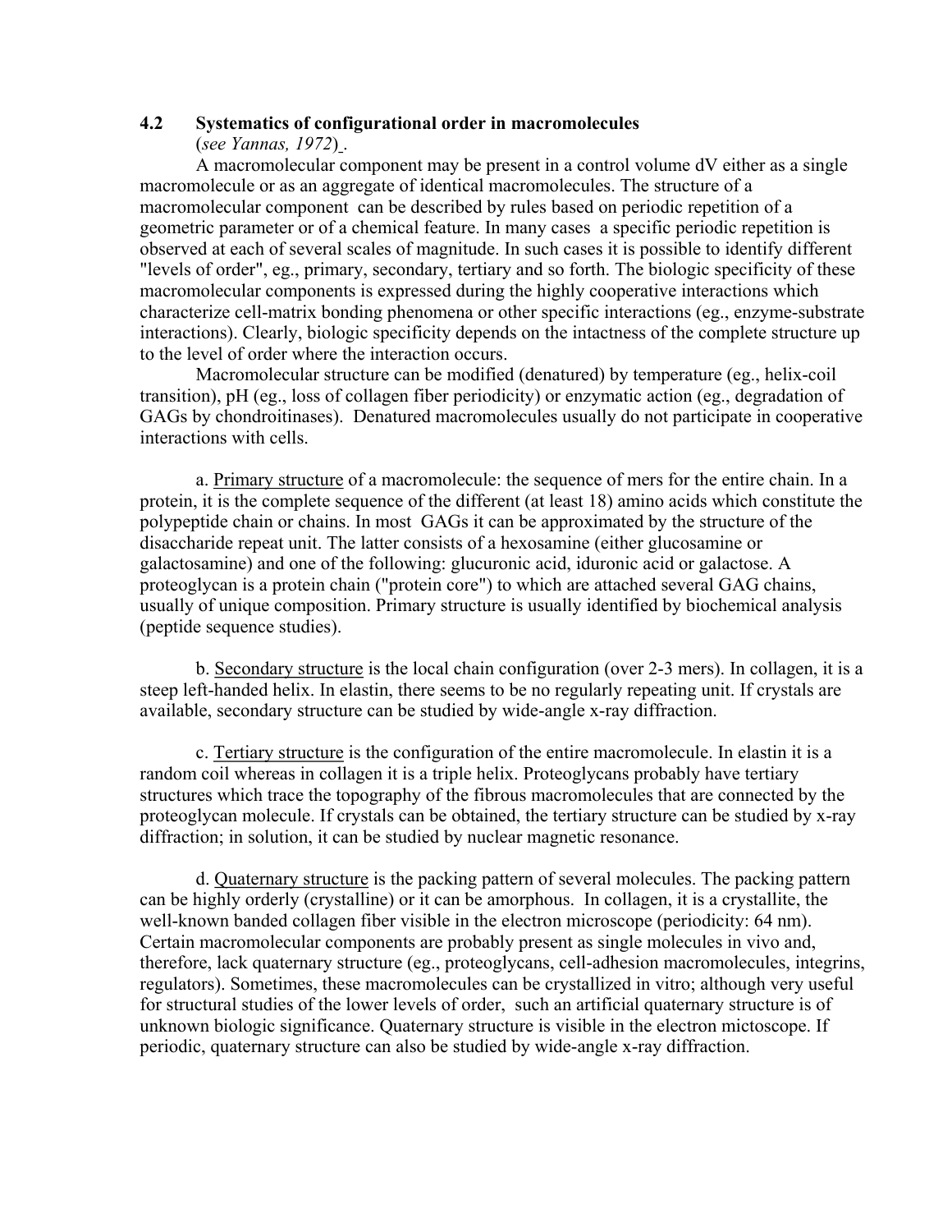## 4.2 Systematics of configurational order in macromolecules

(*see Yannas, 1972*).

A macromolecular component may be present in a control volume dV either as a single macromolecule or as an aggregate of identical macromolecules. The structure of a macromolecular component can be described by rules based on periodic repetition of a geometric parameter or of a chemical feature. In many cases a specific periodic repetition is observed at each of several scales of magnitude. In such cases it is possible to identify different "levels of order", eg., primary, secondary, tertiary and so forth. The biologic specificity of these macromolecular components is expressed during the highly cooperative interactions which characterize cell-matrix bonding phenomena or other specific interactions (eg., enzyme-substrate interactions). Clearly, biologic specificity depends on the intactness of the complete structure up to the level of order where the interaction occurs.

Macromolecular structure can be modified (denatured) by temperature (eg., helix-coil transition), pH (eg., loss of collagen fiber periodicity) or enzymatic action (eg., degradation of GAGs by chondroitinases). Denatured macromolecules usually do not participate in cooperative interactions with cells.

a. Primary structure of a macromolecule: the sequence of mers for the entire chain. In a protein, it is the complete sequence of the different (at least 18) amino acids which constitute the polypeptide chain or chains. In most GAGs it can be approximated by the structure of the disaccharide repeat unit. The latter consists of a hexosamine (either glucosamine or galactosamine) and one of the following: glucuronic acid, iduronic acid or galactose. A proteoglycan is a protein chain ("protein core") to which are attached several GAG chains, usually of unique composition. Primary structure is usually identified by biochemical analysis (peptide sequence studies).

b. Secondary structure is the local chain configuration (over 2-3 mers). In collagen, it is a steep left-handed helix. In elastin, there seems to be no regularly repeating unit. If crystals are available, secondary structure can be studied by wide-angle x-ray diffraction.

c. Tertiary structure is the configuration of the entire macromolecule. In elastin it is a random coil whereas in collagen it is a triple helix. Proteoglycans probably have tertiary structures which trace the topography of the fibrous macromolecules that are connected by the proteoglycan molecule. If crystals can be obtained, the tertiary structure can be studied by x-ray diffraction; in solution, it can be studied by nuclear magnetic resonance.

d. Quaternary structure is the packing pattern of several molecules. The packing pattern can be highly orderly (crystalline) or it can be amorphous. In collagen, it is a crystallite, the well-known banded collagen fiber visible in the electron microscope (periodicity: 64 nm). Certain macromolecular components are probably present as single molecules in vivo and, therefore, lack quaternary structure (eg., proteoglycans, cell-adhesion macromolecules, integrins, regulators). Sometimes, these macromolecules can be crystallized in vitro; although very useful for structural studies of the lower levels of order, such an artificial quaternary structure is of unknown biologic significance. Quaternary structure is visible in the electron mictoscope. If periodic, quaternary structure can also be studied by wide-angle x-ray diffraction.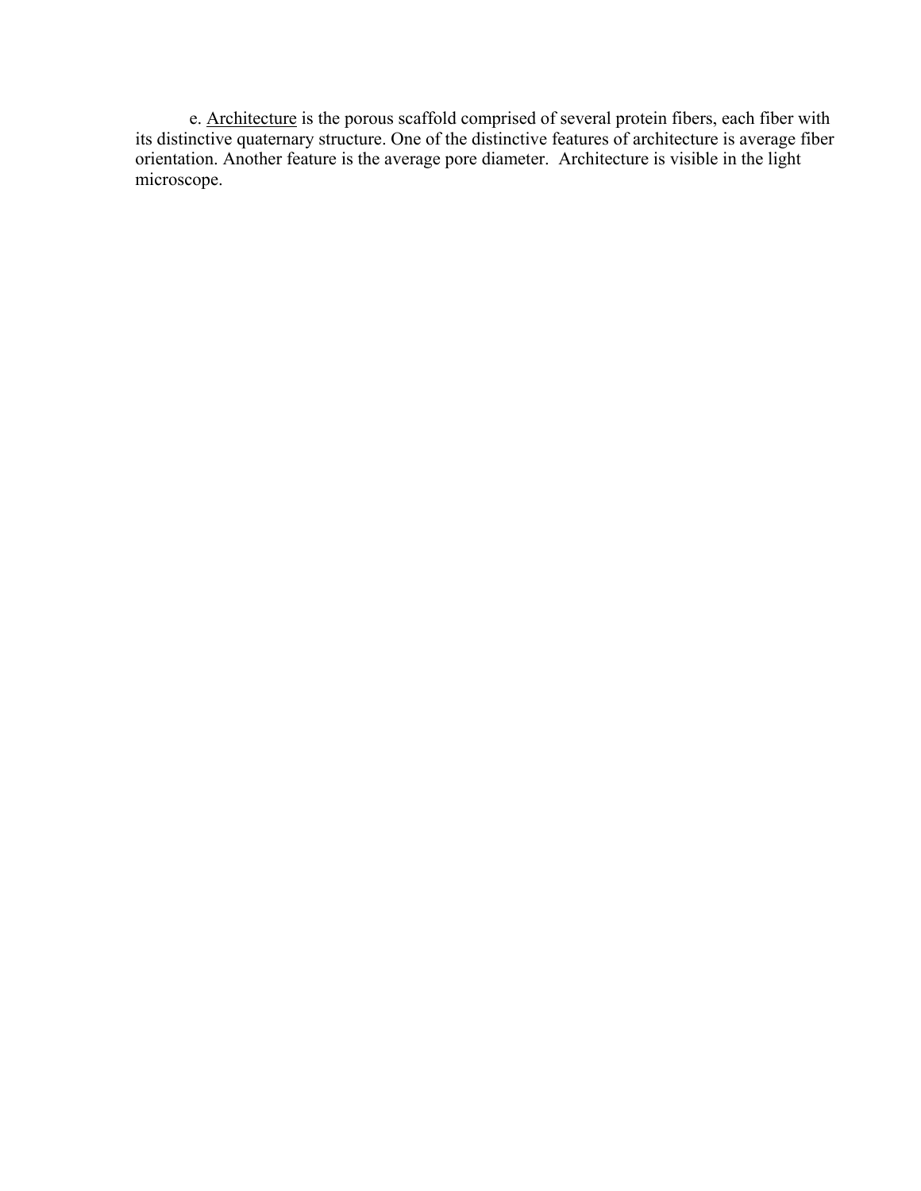e. <u>Architecture</u> is the porous scaffold comprised of several protein fibers, each fiber with its distinctive quaternary structure. One of the distinctive features of architecture is average fiber orientation. Another feature is the average pore diameter.  Architecture is visible in the light microscope.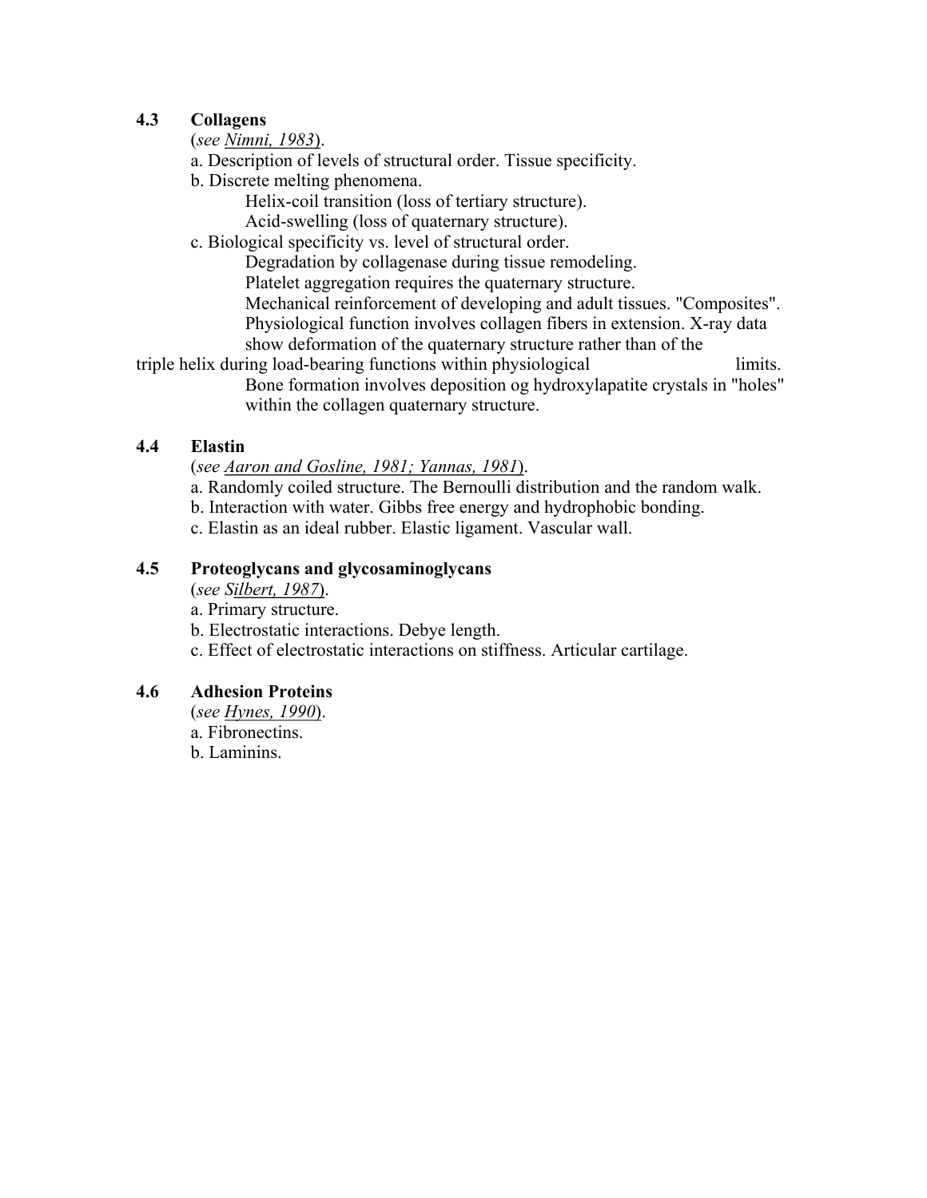### 4.3 Collagens

(*see* Nimni, 1983).

a. Description of levels of structural order. Tissue specificity.

b. Discrete melting phenomena.

Helix-coil transition (loss of tertiary structure).

Acid-swelling (loss of quaternary structure).

c. Biological specificity vs. level of structural order.

Degradation by collagenase during tissue remodeling.

Platelet aggregation requires the quaternary structure.

Mechanical reinforcement of developing and adult tissues. "Composites".

Physiological function involves collagen fibers in extension. X-ray data show deformation of the quaternary structure rather than of the triple helix during load-bearing functions within physiological limits.

Bone formation involves deposition og hydroxylapatite crystals in "holes" within the collagen quaternary structure.

### 4.4 Elastin

(*see* Aaron and Gosline, 1981; Yannas, 1981).

a. Randomly coiled structure. The Bernoulli distribution and the random walk.

b. Interaction with water. Gibbs free energy and hydrophobic bonding.

c. Elastin as an ideal rubber. Elastic ligament. Vascular wall.

### 4.5 Proteoglycans and glycosaminoglycans

(*see* Silbert, 1987).

a. Primary structure.

b. Electrostatic interactions. Debye length.

c. Effect of electrostatic interactions on stiffness. Articular cartilage.

### 4.6 Adhesion Proteins

(*see* Hynes, 1990).

a. Fibronectins.

b. Laminins.